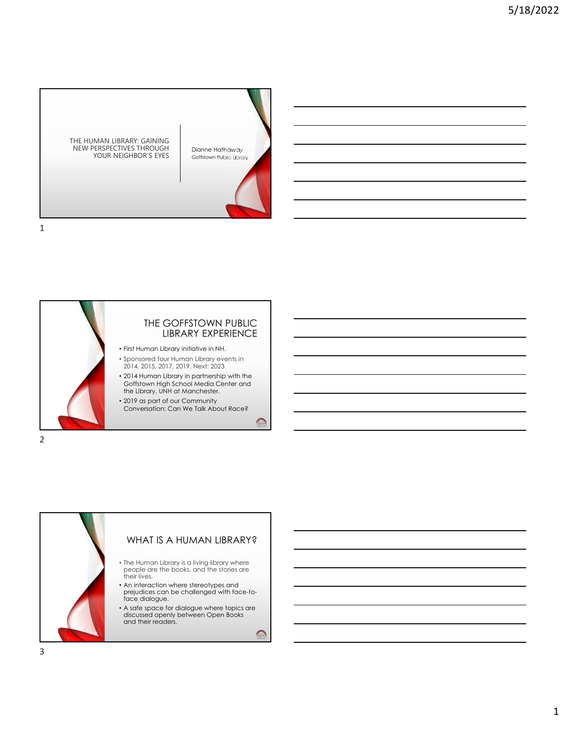# THE HUMAN LIBRARY: GAINING NEW PERSPECTIVES THROUGH YOUR NEIGHBOR'S EYES

Dianne Hathaway
Goffstown Public Library

## THE GOFFSTOWN PUBLIC LIBRARY EXPERIENCE

- First Human Library initiative in NH.
- Sponsored four Human Library events in 2014, 2015, 2017, 2019. Next: 2023
- 2014 Human Library in partnership with the Goffstown High School Media Center and the Library, UNH at Manchester.
- 2019 as part of our Community Conversation: Can We Talk About Race?

## WHAT IS A HUMAN LIBRARY?

- The Human Library is a living library where people are the books, and the stories are their lives.
- An interaction where stereotypes and prejudices can be challenged with face-to-face dialogue.
- A safe space for dialogue where topics are discussed openly between Open Books and their readers.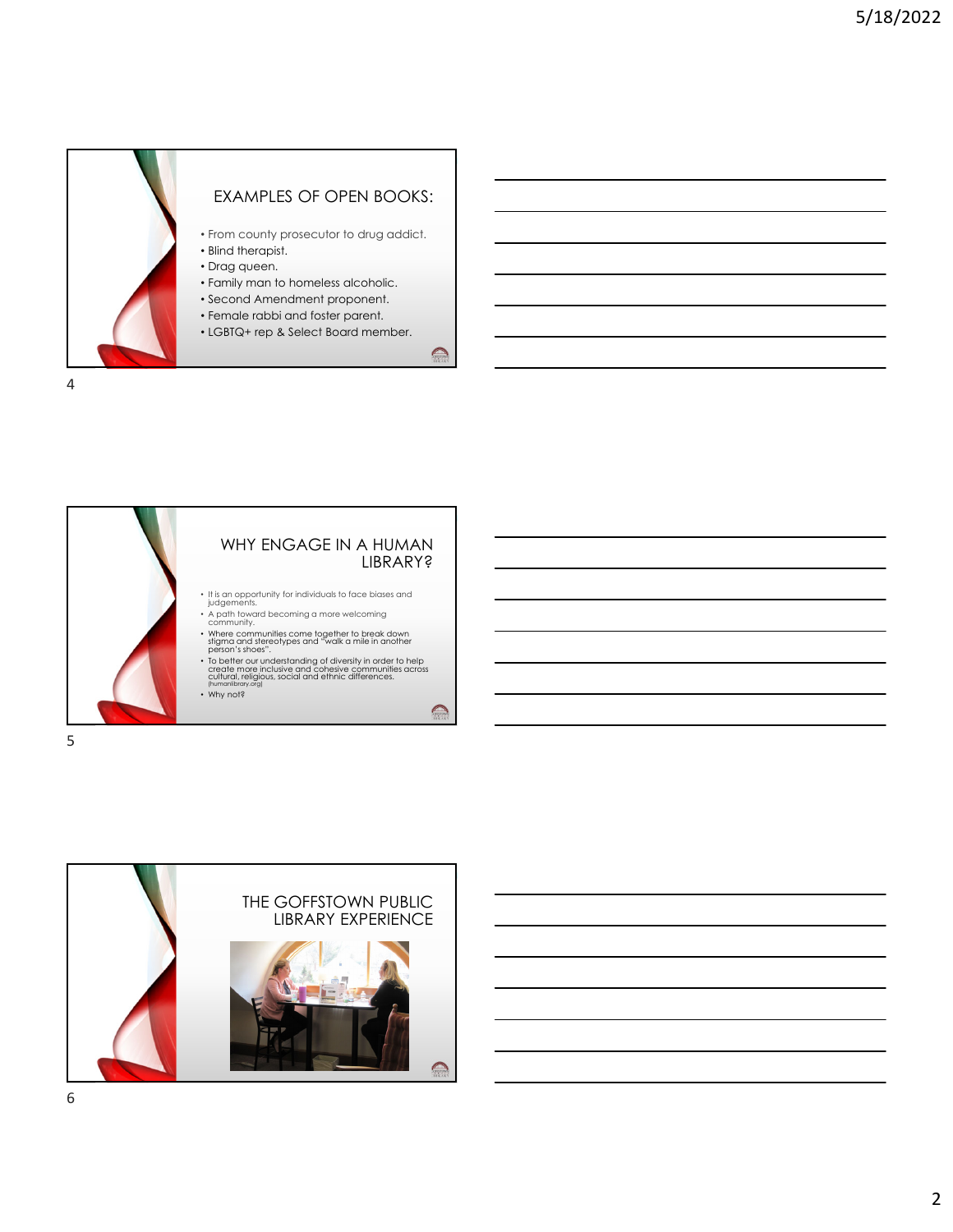## EXAMPLES OF OPEN BOOKS:

- From county prosecutor to drug addict.
- Blind therapist.
- Drag queen.
- Family man to homeless alcoholic.
- Second Amendment proponent.
- Female rabbi and foster parent.
- LGBTQ+ rep & Select Board member.

## WHY ENGAGE IN A HUMAN LIBRARY?

- It is an opportunity for individuals to face biases and judgements.
- A path toward becoming a more welcoming community.
- Where communities come together to break down stigma and stereotypes and "walk a mile in another person's shoes".
- To better our understanding of diversity in order to help create more inclusive and cohesive communities across cultural, religious, social and ethnic differences. (humanlibrary.org)
- Why not?

## THE GOFFSTOWN PUBLIC LIBRARY EXPERIENCE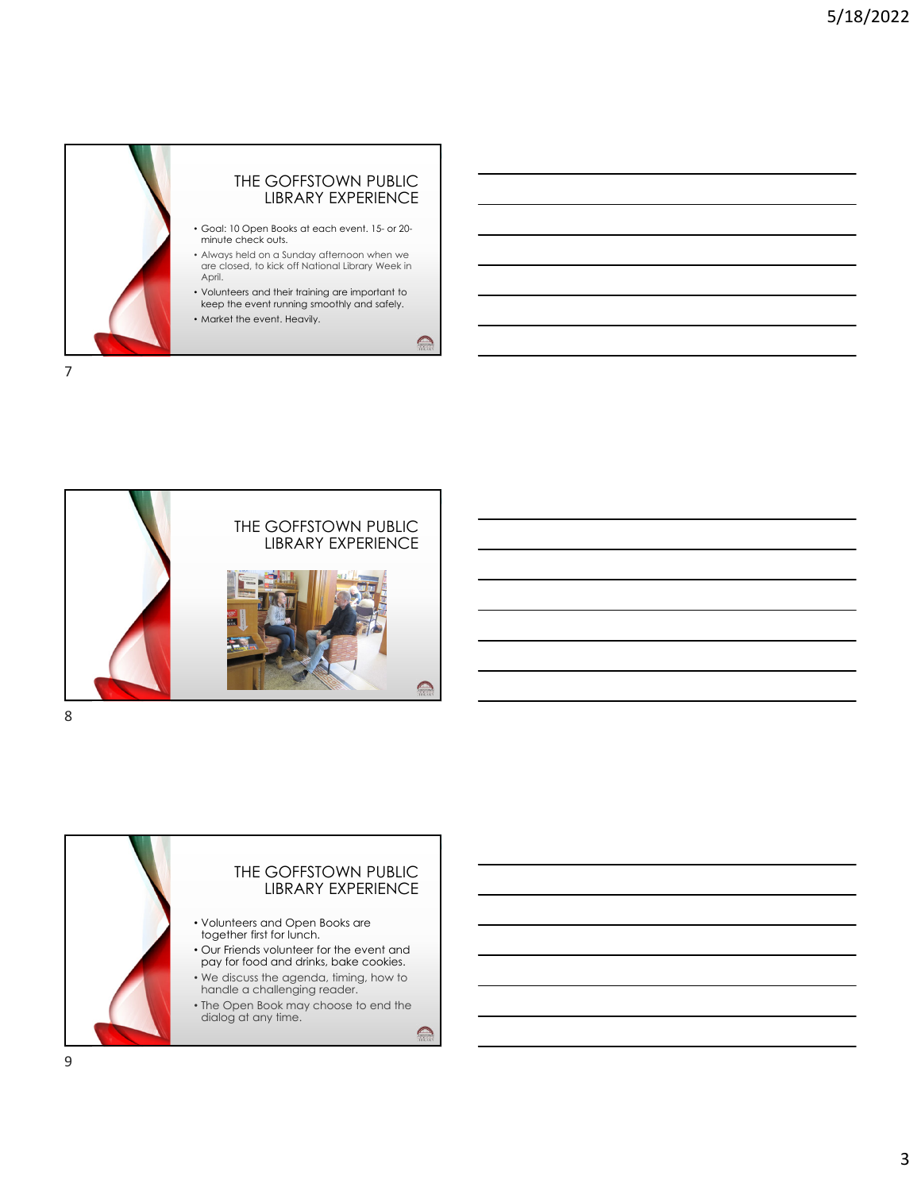## THE GOFFSTOWN PUBLIC LIBRARY EXPERIENCE

- Goal: 10 Open Books at each event. 15- or 20-minute check outs.
- Always held on a Sunday afternoon when we are closed, to kick off National Library Week in April.
- Volunteers and their training are important to keep the event running smoothly and safely.
- Market the event. Heavily.

## THE GOFFSTOWN PUBLIC LIBRARY EXPERIENCE

## THE GOFFSTOWN PUBLIC LIBRARY EXPERIENCE

- Volunteers and Open Books are together first for lunch.
- Our Friends volunteer for the event and pay for food and drinks, bake cookies.
- We discuss the agenda, timing, how to handle a challenging reader.
- The Open Book may choose to end the dialog at any time.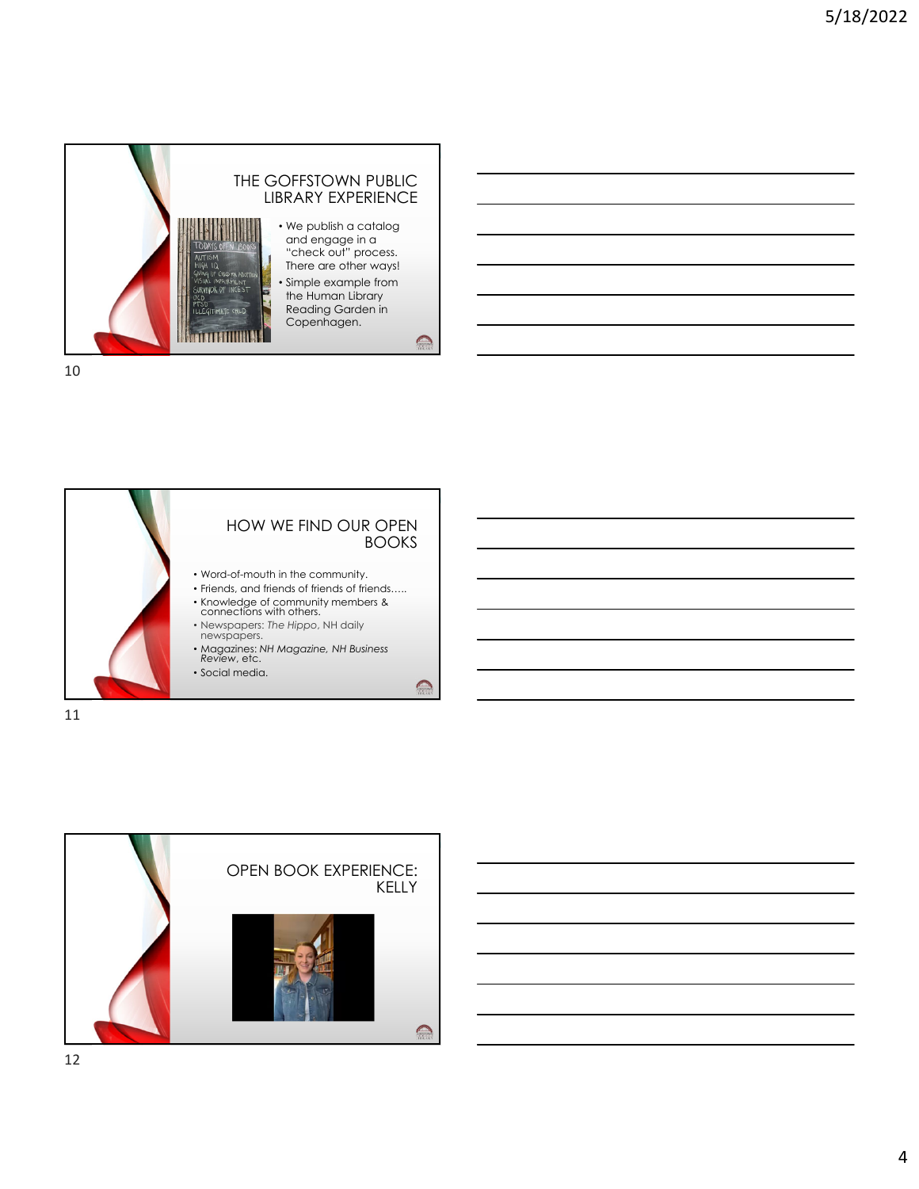## THE GOFFSTOWN PUBLIC LIBRARY EXPERIENCE

- We publish a catalog and engage in a "check out" process. There are other ways!
- Simple example from the Human Library Reading Garden in Copenhagen.

## HOW WE FIND OUR OPEN BOOKS

- Word-of-mouth in the community.
- Friends, and friends of friends of friends.....
- Knowledge of community members & connections with others.
- Newspapers: *The Hippo*, NH daily newspapers.
- Magazines: *NH Magazine, NH Business Review*, etc.
- Social media.

## OPEN BOOK EXPERIENCE: KELLY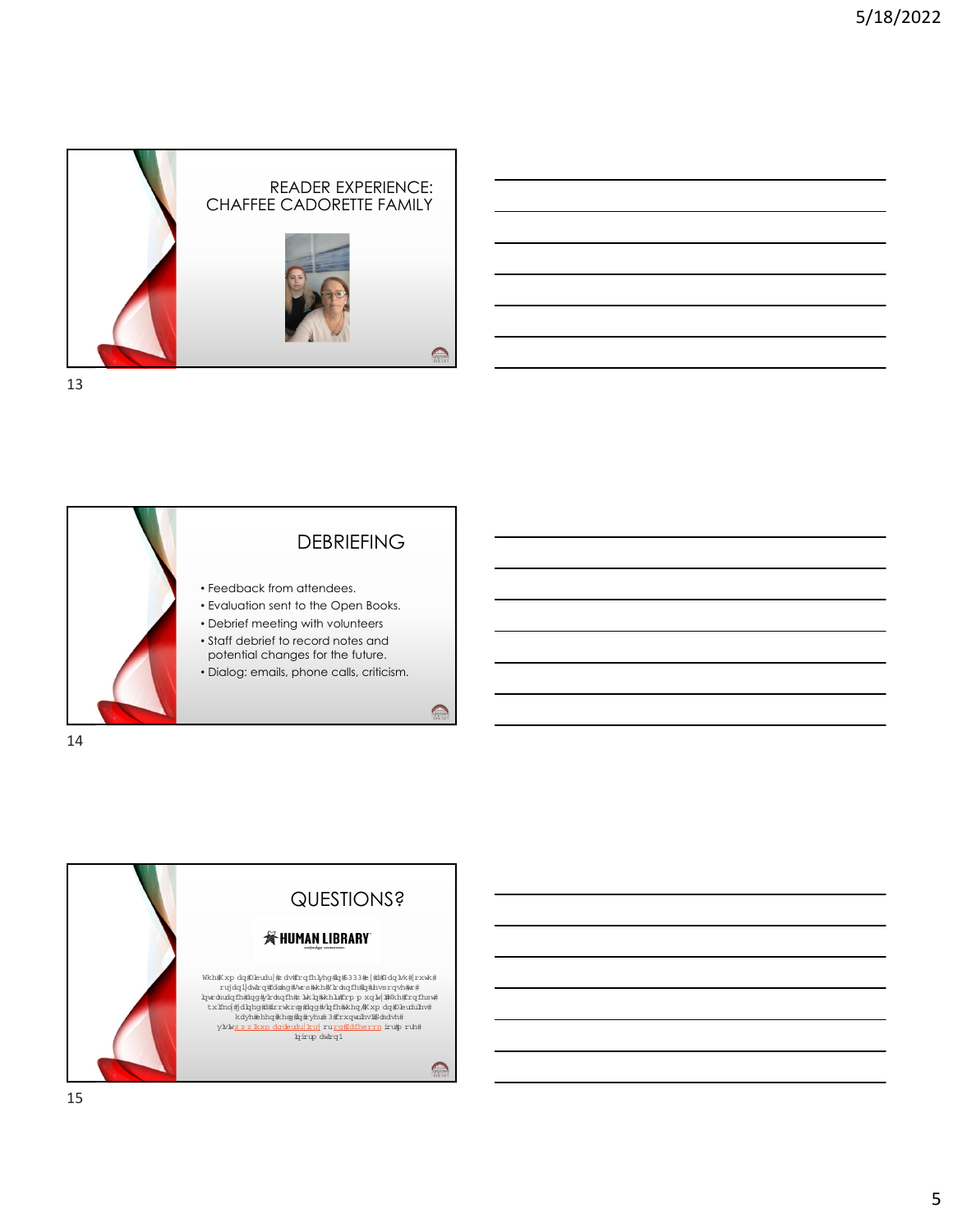## READER EXPERIENCE: CHAFFEE CADORETTE FAMILY

## DEBRIEFING

- Feedback from attendees.
- Evaluation sent to the Open Books.
- Debrief meeting with volunteers
- Staff debrief to record notes and potential changes for the future.
- Dialog: emails, phone calls, criticism.

## QUESTIONS?

HUMAN LIBRARY

Wkh#Kxp dq#Oleudu|#z dv#frqfhlyhg#lq#5333#e|#Wkh#Gdqlvk#|rxwk#
rujdql}dwlrq#Vwrs#Wkh#Ylrohqfh#lw#kdv#vlqfh#rshudwhg#dw#
lqwhuqdwlrqdo#hyhqwv#dqg#ylvlwlqj#wkh#vhfrqg#Wkh#frqfhsw#
txlfn|#jdlqhg#dwwhqwlrq#dqg#vlqfh#wkhq#Kxp dq#Oleudulhv#
kdyh#ehhq#khog#lq#ryhu#3#frxqwulhv1#Sohdvh#
ylvlw#zzz1kxp dqoleudu|1ruj#ru#rq#Idfherrn#iru#pruh#
lqirup dwlrq1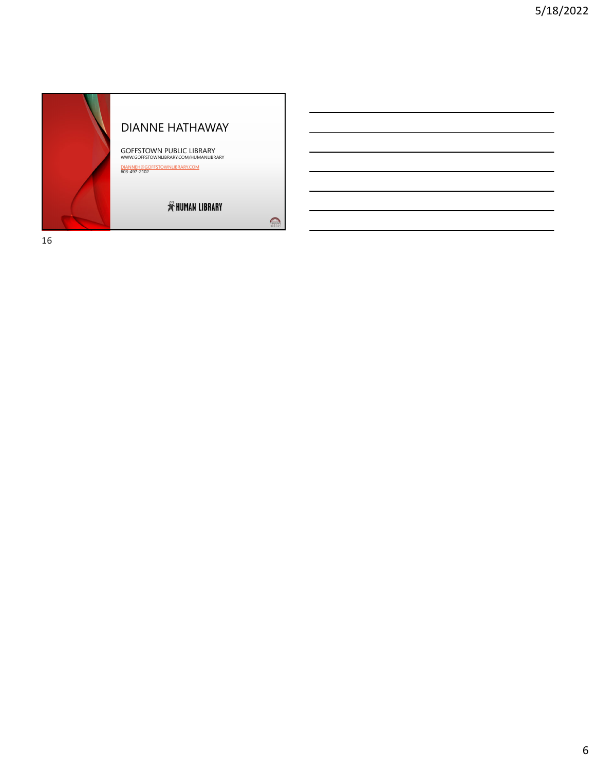# DIANNE HATHAWAY

GOFFSTOWN PUBLIC LIBRARY
WWW.GOFFSTOWNLIBRARY.COM/HUMANLIBRARY

DIANNEH@GOFFSTOWNLIBRARY.COM
603-497-2102

HUMAN LIBRARY